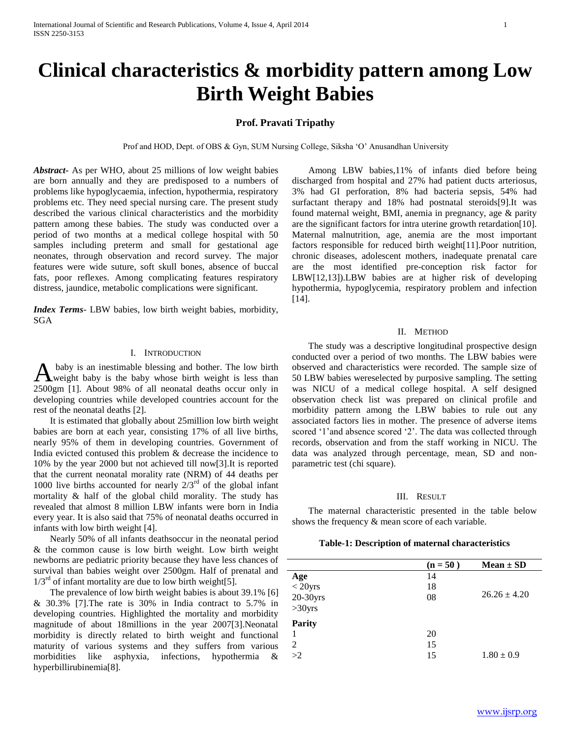# Clinical characteristics & morbidity pattern among Low Birth Weight Babies

**Prof. Pravati Tripathy**

Prof and HOD, Dept. of OBS & Gyn, SUM Nursing College, Siksha 'O' Anusandhan University

***Abstract*-** As per WHO, about 25 millions of low weight babies are born annually and they are predisposed to a numbers of problems like hypoglycaemia, infection, hypothermia, respiratory problems etc. They need special nursing care. The present study described the various clinical characteristics and the morbidity pattern among these babies. The study was conducted over a period of two months at a medical college hospital with 50 samples including preterm and small for gestational age neonates, through observation and record survey. The major features were wide suture, soft skull bones, absence of buccal fats, poor reflexes. Among complicating features respiratory distress, jaundice, metabolic complications were significant.

***Index Terms*-** LBW babies, low birth weight babies, morbidity, SGA

## I. Introduction

A baby is an inestimable blessing and bother. The low birth weight baby is the baby whose birth weight is less than 2500gm [1]. About 98% of all neonatal deaths occur only in developing countries while developed countries account for the rest of the neonatal deaths [2].

It is estimated that globally about 25million low birth weight babies are born at each year, consisting 17% of all live births, nearly 95% of them in developing countries. Government of India evicted contused this problem & decrease the incidence to 10% by the year 2000 but not achieved till now[3].It is reported that the current neonatal morality rate (NRM) of 44 deaths per 1000 live births accounted for nearly 2/3rd of the global infant mortality & half of the global child morality. The study has revealed that almost 8 million LBW infants were born in India every year. It is also said that 75% of neonatal deaths occurred in infants with low birth weight [4].

Nearly 50% of all infants deathsoccur in the neonatal period & the common cause is low birth weight. Low birth weight newborns are pediatric priority because they have less chances of survival than babies weight over 2500gm. Half of prenatal and 1/3rd of infant mortality are due to low birth weight[5].

The prevalence of low birth weight babies is about 39.1% [6] & 30.3% [7].The rate is 30% in India contract to 5.7% in developing countries. Highlighted the mortality and morbidity magnitude of about 18millions in the year 2007[3].Neonatal morbidity is directly related to birth weight and functional maturity of various systems and they suffers from various morbidities like asphyxia, infections, hypothermia & hyperbillirubinemia[8].

Among LBW babies,11% of infants died before being discharged from hospital and 27% had patient ducts arteriosus, 3% had GI perforation, 8% had bacteria sepsis, 54% had surfactant therapy and 18% had postnatal steroids[9].It was found maternal weight, BMI, anemia in pregnancy, age & parity are the significant factors for intra uterine growth retardation[10]. Maternal malnutrition, age, anemia are the most important factors responsible for reduced birth weight[11].Poor nutrition, chronic diseases, adolescent mothers, inadequate prenatal care are the most identified pre-conception risk factor for LBW[12,13]).LBW babies are at higher risk of developing hypothermia, hypoglycemia, respiratory problem and infection [14].

## II. Method

The study was a descriptive longitudinal prospective design conducted over a period of two months. The LBW babies were observed and characteristics were recorded. The sample size of 50 LBW babies wereselected by purposive sampling. The setting was NICU of a medical college hospital. A self designed observation check list was prepared on clinical profile and morbidity pattern among the LBW babies to rule out any associated factors lies in mother. The presence of adverse items scored '1'and absence scored '2'. The data was collected through records, observation and from the staff working in NICU. The data was analyzed through percentage, mean, SD and non-parametric test (chi square).

## III. Result

The maternal characteristic presented in the table below shows the frequency & mean score of each variable.

**Table-1: Description of maternal characteristics**

| | (n = 50 ) | Mean ± SD |
|---|---|---|
| **Age** | 14 | |
| < 20yrs | 18 | 26.26 ± 4.20 |
| 20-30yrs | 08 | |
| >30yrs | | |
| **Parity** | | |
| 1 | 20 | |
| 2 | 15 | |
| >2 | 15 | 1.80 ± 0.9 |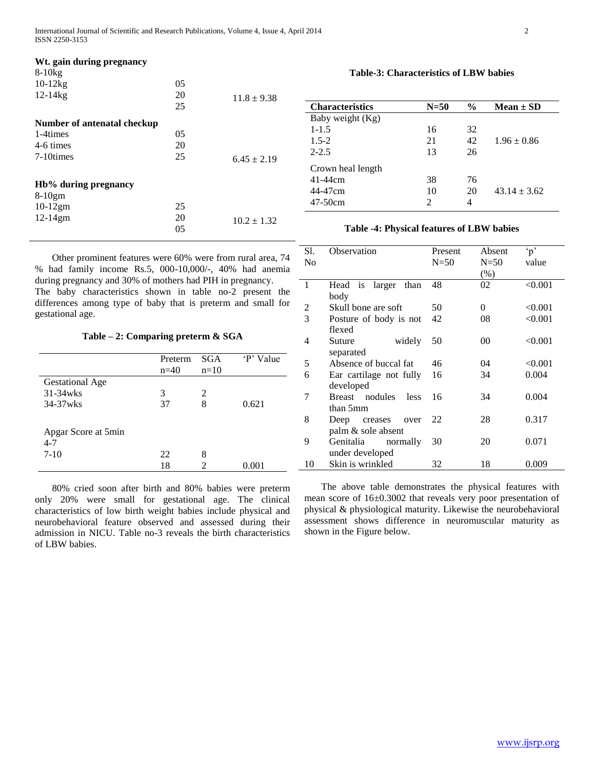| Wt. gain during pregnancy | | |
|---|---|---|
| 8-10kg | | |
| 10-12kg | 05 | |
| 12-14kg | 20 | 11.8 ± 9.38 |
| | 25 | |
| **Number of antenatal checkup** | | |
| 1-4times | 05 | |
| 4-6 times | 20 | |
| 7-10times | 25 | 6.45 ± 2.19 |
| **Hb% during pregnancy** | | |
| 8-10gm | | |
| 10-12gm | 25 | |
| 12-14gm | 20 | 10.2 ± 1.32 |
| | 05 | |

Other prominent features were 60% were from rural area, 74 % had family income Rs.5, 000-10,000/-, 40% had anemia during pregnancy and 30% of mothers had PIH in pregnancy. The baby characteristics shown in table no-2 present the differences among type of baby that is preterm and small for gestational age.

**Table – 2: Comparing preterm & SGA**

| | Preterm n=40 | SGA n=10 | 'P' Value |
|---|---|---|---|
| Gestational Age | | | |
| 31-34wks | 3 | 2 | |
| 34-37wks | 37 | 8 | 0.621 |
| Apgar Score at 5min | | | |
| 4-7 | | | |
| 7-10 | 22 | 8 | |
| | 18 | 2 | 0.001 |

80% cried soon after birth and 80% babies were preterm only 20% were small for gestational age. The clinical characteristics of low birth weight babies include physical and neurobehavioral feature observed and assessed during their admission in NICU. Table no-3 reveals the birth characteristics of LBW babies.

**Table-3: Characteristics of LBW babies**

| Characteristics | N=50 | % | Mean ± SD |
|---|---|---|---|
| Baby weight (Kg) | | | |
| 1-1.5 | 16 | 32 | |
| 1.5-2 | 21 | 42 | 1.96 ± 0.86 |
| 2-2.5 | 13 | 26 | |
| Crown heal length | | | |
| 41-44cm | 38 | 76 | |
| 44-47cm | 10 | 20 | 43.14 ± 3.62 |
| 47-50cm | 2 | 4 | |

**Table -4: Physical features of LBW babies**

| Sl. No | Observation | Present N=50 | Absent N=50 (%) | 'p' value |
|---|---|---|---|---|
| 1 | Head is larger than body | 48 | 02 | <0.001 |
| 2 | Skull bone are soft | 50 | 0 | <0.001 |
| 3 | Posture of body is not flexed | 42 | 08 | <0.001 |
| 4 | Suture widely separated | 50 | 00 | <0.001 |
| 5 | Absence of buccal fat | 46 | 04 | <0.001 |
| 6 | Ear cartilage not fully developed | 16 | 34 | 0.004 |
| 7 | Breast nodules less than 5mm | 16 | 34 | 0.004 |
| 8 | Deep creases over palm & sole absent | 22 | 28 | 0.317 |
| 9 | Genitalia normally under developed | 30 | 20 | 0.071 |
| 10 | Skin is wrinkled | 32 | 18 | 0.009 |

The above table demonstrates the physical features with mean score of 16±0.3002 that reveals very poor presentation of physical & physiological maturity. Likewise the neurobehavioral assessment shows difference in neuromuscular maturity as shown in the Figure below.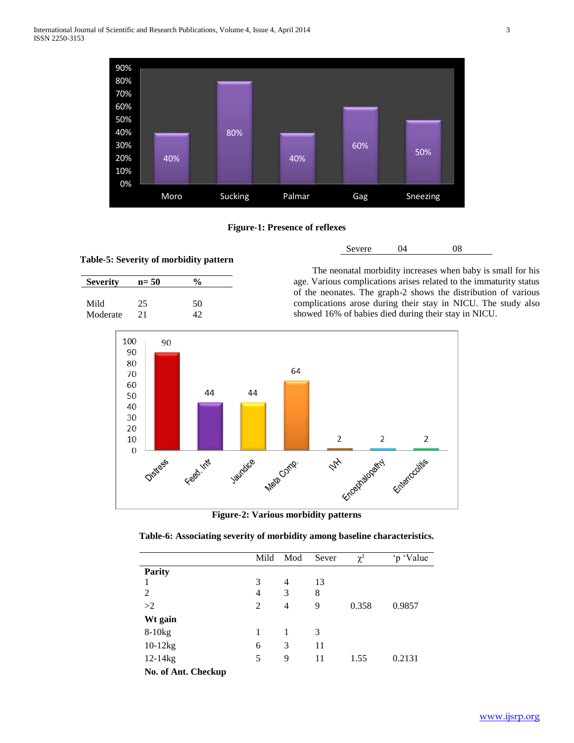90%
80%
70%
60%
50%
40%
30%
20%
10%
0%

40%
80%
40%
60%
50%

Moro
Sucking
Palmar
Gag
Sneezing

**Figure-1: Presence of reflexes**

**Table-5: Severity of morbidity pattern**

| Severity | n= 50 | % |
|---|---|---|
| Mild | 25 | 50 |
| Moderate | 21 | 42 |
| Severe | 04 | 08 |

The neonatal morbidity increases when baby is small for his age. Various complications arises related to the immaturity status of the neonates. The graph-2 shows the distribution of various complications arose during their stay in NICU. The study also showed 16% of babies died during their stay in NICU.

100
90
80
70
60
50
40
30
20
10
0

90
44
44
64
2
2
2

Distress
Feed. Intr
Jaundice
Meta Comp.
IVH
Encephalopathy
Enterrocolitis

**Figure-2: Various morbidity patterns**

**Table-6: Associating severity of morbidity among baseline characteristics.**

| | Mild | Mod | Sever | $\chi^2$ | 'p 'Value |
|---|---|---|---|---|---|
| **Parity** | | | | | |
| 1 | 3 | 4 | 13 | | |
| 2 | 4 | 3 | 8 | | |
| >2 | 2 | 4 | 9 | 0.358 | 0.9857 |
| **Wt gain** | | | | | |
| 8-10kg | 1 | 1 | 3 | | |
| 10-12kg | 6 | 3 | 11 | | |
| 12-14kg | 5 | 9 | 11 | 1.55 | 0.2131 |
| **No. of Ant. Checkup** | | | | | |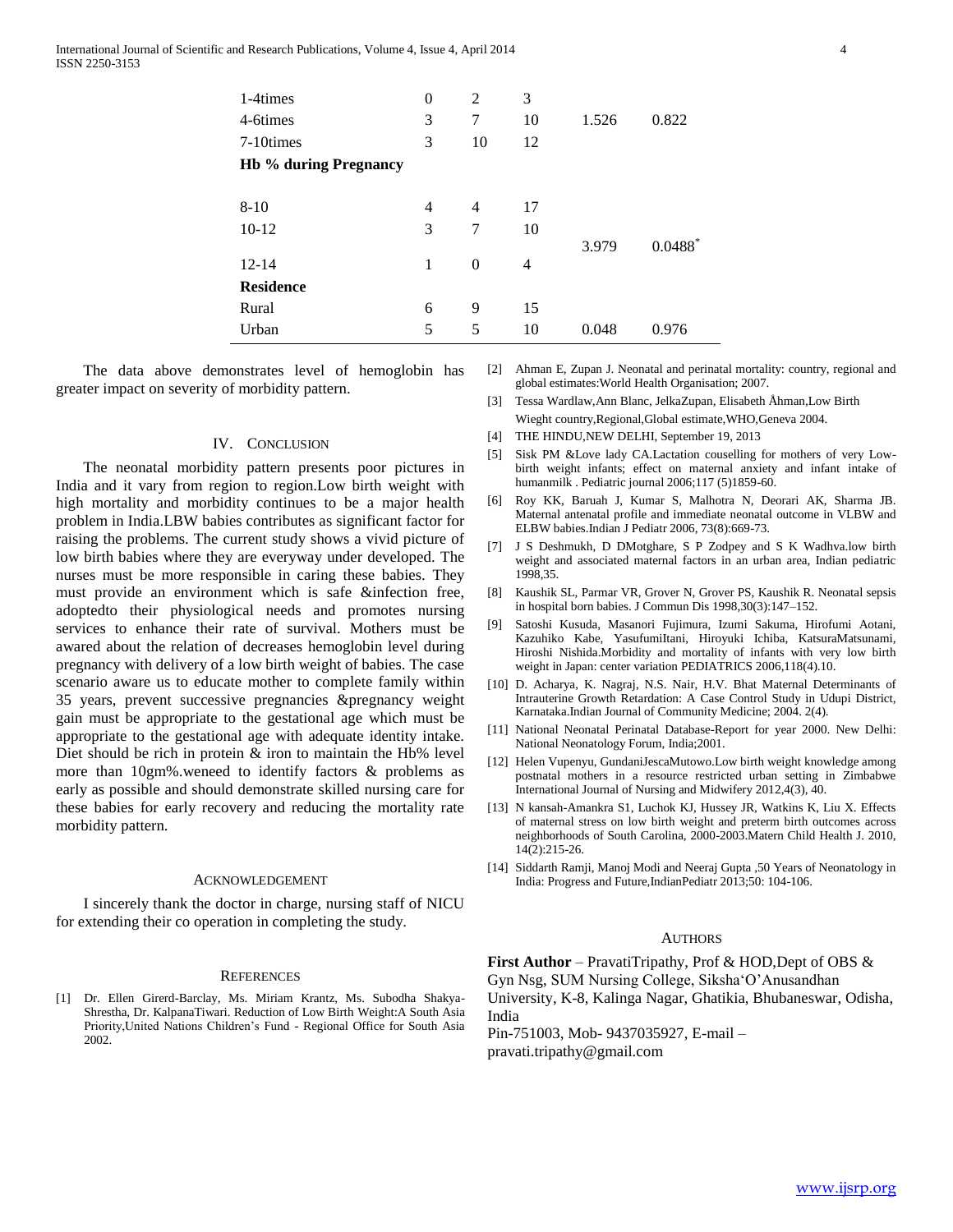| | | | | | |
|---|---|---|---|---|---|
| 1-4times | 0 | 2 | 3 | | |
| 4-6times | 3 | 7 | 10 | 1.526 | 0.822 |
| 7-10times | 3 | 10 | 12 | | |
| **Hb % during Pregnancy** | | | | | |
| 8-10 | 4 | 4 | 17 | | |
| 10-12 | 3 | 7 | 10 | 3.979 | 0.0488* |
| 12-14 | 1 | 0 | 4 | | |
| **Residence** | | | | | |
| Rural | 6 | 9 | 15 | | |
| Urban | 5 | 5 | 10 | 0.048 | 0.976 |

The data above demonstrates level of hemoglobin has greater impact on severity of morbidity pattern.

## IV. Conclusion

The neonatal morbidity pattern presents poor pictures in India and it vary from region to region.Low birth weight with high mortality and morbidity continues to be a major health problem in India.LBW babies contributes as significant factor for raising the problems. The current study shows a vivid picture of low birth babies where they are everyway under developed. The nurses must be more responsible in caring these babies. They must provide an environment which is safe &infection free, adoptedto their physiological needs and promotes nursing services to enhance their rate of survival. Mothers must be awared about the relation of decreases hemoglobin level during pregnancy with delivery of a low birth weight of babies. The case scenario aware us to educate mother to complete family within 35 years, prevent successive pregnancies &pregnancy weight gain must be appropriate to the gestational age which must be appropriate to the gestational age with adequate identity intake. Diet should be rich in protein & iron to maintain the Hb% level more than 10gm%.weneed to identify factors & problems as early as possible and should demonstrate skilled nursing care for these babies for early recovery and reducing the mortality rate morbidity pattern.

## Acknowledgement

I sincerely thank the doctor in charge, nursing staff of NICU for extending their co operation in completing the study.

## References

[1] Dr. Ellen Girerd-Barclay, Ms. Miriam Krantz, Ms. Subodha Shakya-Shrestha, Dr. KalpanaTiwari. Reduction of Low Birth Weight:A South Asia Priority,United Nations Children's Fund - Regional Office for South Asia 2002.

[2] Ahman E, Zupan J. Neonatal and perinatal mortality: country, regional and global estimates:World Health Organisation; 2007.

[3] Tessa Wardlaw,Ann Blanc, JelkaZupan, Elisabeth Åhman,Low Birth Wieght country,Regional,Global estimate,WHO,Geneva 2004.

[4] THE HINDU,NEW DELHI, September 19, 2013

[5] Sisk PM &Love lady CA.Lactation couselling for mothers of very Low-birth weight infants; effect on maternal anxiety and infant intake of humanmilk . Pediatric journal 2006;117 (5)1859-60.

[6] Roy KK, Baruah J, Kumar S, Malhotra N, Deorari AK, Sharma JB. Maternal antenatal profile and immediate neonatal outcome in VLBW and ELBW babies.Indian J Pediatr 2006, 73(8):669-73.

[7] J S Deshmukh, D DMotghare, S P Zodpey and S K Wadhva.low birth weight and associated maternal factors in an urban area, Indian pediatric 1998,35.

[8] Kaushik SL, Parmar VR, Grover N, Grover PS, Kaushik R. Neonatal sepsis in hospital born babies. J Commun Dis 1998,30(3):147–152.

[9] Satoshi Kusuda, Masanori Fujimura, Izumi Sakuma, Hirofumi Aotani, Kazuhiko Kabe, YasufumiItani, Hiroyuki Ichiba, KatsuraMatsunami, Hiroshi Nishida.Morbidity and mortality of infants with very low birth weight in Japan: center variation PEDIATRICS 2006,118(4).10.

[10] D. Acharya, K. Nagraj, N.S. Nair, H.V. Bhat Maternal Determinants of Intrauterine Growth Retardation: A Case Control Study in Udupi District, Karnataka.Indian Journal of Community Medicine; 2004. 2(4).

[11] National Neonatal Perinatal Database-Report for year 2000. New Delhi: National Neonatology Forum, India;2001.

[12] Helen Vupenyu, GundaniJescaMutowo.Low birth weight knowledge among postnatal mothers in a resource restricted urban setting in Zimbabwe International Journal of Nursing and Midwifery 2012,4(3), 40.

[13] N kansah-Amankra S1, Luchok KJ, Hussey JR, Watkins K, Liu X. Effects of maternal stress on low birth weight and preterm birth outcomes across neighborhoods of South Carolina, 2000-2003.Matern Child Health J. 2010, 14(2):215-26.

[14] Siddarth Ramji, Manoj Modi and Neeraj Gupta ,50 Years of Neonatology in India: Progress and Future,IndianPediatr 2013;50: 104-106.

## Authors

**First Author** – PravatiTripathy, Prof & HOD,Dept of OBS & Gyn Nsg, SUM Nursing College, Siksha'O'Anusandhan University, K-8, Kalinga Nagar, Ghatikia, Bhubaneswar, Odisha, India
Pin-751003, Mob- 9437035927, E-mail – pravati.tripathy@gmail.com